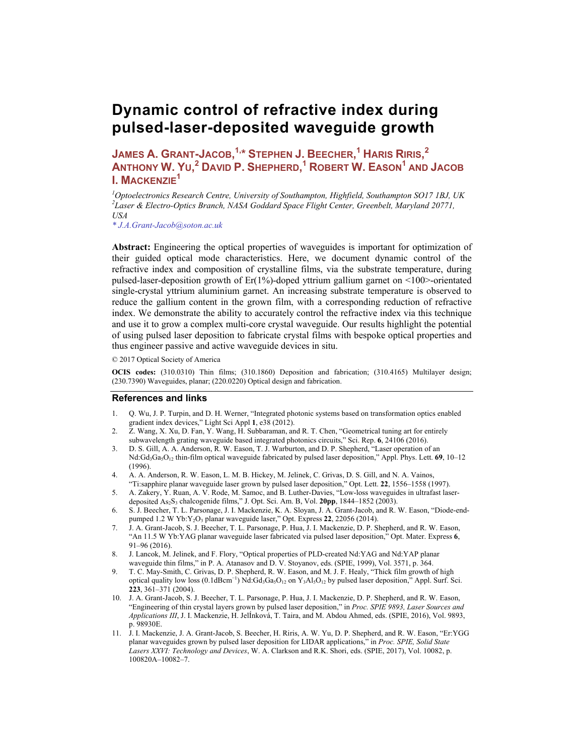# Dynamic control of refractive index during pulsed-laser-deposited waveguide growth

**James A. Grant-Jacob,[1,*] Stephen J. Beecher,[1] Haris Riris,[2] Anthony W. Yu,[2] David P. Shepherd,[1] Robert W. Eason[1] and Jacob I. Mackenzie[1]**

[1] *Optoelectronics Research Centre, University of Southampton, Highfield, Southampton SO17 1BJ, UK*
[2] *Laser & Electro-Optics Branch, NASA Goddard Space Flight Center, Greenbelt, Maryland 20771, USA*
*\* J.A.Grant-Jacob@soton.ac.uk*

**Abstract:** Engineering the optical properties of waveguides is important for optimization of their guided optical mode characteristics. Here, we document dynamic control of the refractive index and composition of crystalline films, via the substrate temperature, during pulsed-laser-deposition growth of Er(1%)-doped yttrium gallium garnet on <100>-orientated single-crystal yttrium aluminium garnet. An increasing substrate temperature is observed to reduce the gallium content in the grown film, with a corresponding reduction of refractive index. We demonstrate the ability to accurately control the refractive index via this technique and use it to grow a complex multi-core crystal waveguide. Our results highlight the potential of using pulsed laser deposition to fabricate crystal films with bespoke optical properties and thus engineer passive and active waveguide devices in situ.

© 2017 Optical Society of America

**OCIS codes:** (310.0310) Thin films; (310.1860) Deposition and fabrication; (310.4165) Multilayer design; (230.7390) Waveguides, planar; (220.0220) Optical design and fabrication.

## References and links

1. Q. Wu, J. P. Turpin, and D. H. Werner, "Integrated photonic systems based on transformation optics enabled gradient index devices," Light Sci Appl **1**, e38 (2012).
2. Z. Wang, X. Xu, D. Fan, Y. Wang, H. Subbaraman, and R. T. Chen, "Geometrical tuning art for entirely subwavelength grating waveguide based integrated photonics circuits," Sci. Rep. **6**, 24106 (2016).
3. D. S. Gill, A. A. Anderson, R. W. Eason, T. J. Warburton, and D. P. Shepherd, "Laser operation of an $Nd:Gd_3Ga_5O_{12}$ thin-film optical waveguide fabricated by pulsed laser deposition," Appl. Phys. Lett. **69**, 10–12 (1996).
4. A. A. Anderson, R. W. Eason, L. M. B. Hickey, M. Jelinek, C. Grivas, D. S. Gill, and N. A. Vainos, "Ti:sapphire planar waveguide laser grown by pulsed laser deposition," Opt. Lett. **22**, 1556–1558 (1997).
5. A. Zakery, Y. Ruan, A. V. Rode, M. Samoc, and B. Luther-Davies, "Low-loss waveguides in ultrafast laser-deposited $As_2S_3$ chalcogenide films," J. Opt. Sci. Am. B, Vol. **20pp**, 1844–1852 (2003).
6. S. J. Beecher, T. L. Parsonage, J. I. Mackenzie, K. A. Sloyan, J. A. Grant-Jacob, and R. W. Eason, "Diode-end-pumped 1.2 W $Yb:Y_2O_3$ planar waveguide laser," Opt. Express **22**, 22056 (2014).
7. J. A. Grant-Jacob, S. J. Beecher, T. L. Parsonage, P. Hua, J. I. Mackenzie, D. P. Shepherd, and R. W. Eason, "An 11.5 W Yb:YAG planar waveguide laser fabricated via pulsed laser deposition," Opt. Mater. Express **6**, 91–96 (2016).
8. J. Lancok, M. Jelinek, and F. Flory, "Optical properties of PLD-created Nd:YAG and Nd:YAP planar waveguide thin films," in P. A. Atanasov and D. V. Stoyanov, eds. (SPIE, 1999), Vol. 3571, p. 364.
9. T. C. May-Smith, C. Grivas, D. P. Shepherd, R. W. Eason, and M. J. F. Healy, "Thick film growth of high optical quality low loss ($0.1 dBcm^{-1}$) $Nd:Gd_3Ga_5O_{12}$ on $Y_3Al_5O_{12}$ by pulsed laser deposition," Appl. Surf. Sci. **223**, 361–371 (2004).
10. J. A. Grant-Jacob, S. J. Beecher, T. L. Parsonage, P. Hua, J. I. Mackenzie, D. P. Shepherd, and R. W. Eason, "Engineering of thin crystal layers grown by pulsed laser deposition," in *Proc. SPIE 9893, Laser Sources and Applications III*, J. I. Mackenzie, H. JelÍnková, T. Taira, and M. Abdou Ahmed, eds. (SPIE, 2016), Vol. 9893, p. 98930E.
11. J. I. Mackenzie, J. A. Grant-Jacob, S. Beecher, H. Riris, A. W. Yu, D. P. Shepherd, and R. W. Eason, "Er:YGG planar waveguides grown by pulsed laser deposition for LIDAR applications," in *Proc. SPIE, Solid State Lasers XXVI: Technology and Devices*, W. A. Clarkson and R.K. Shori, eds. (SPIE, 2017), Vol. 10082, p. 100820A–10082–7.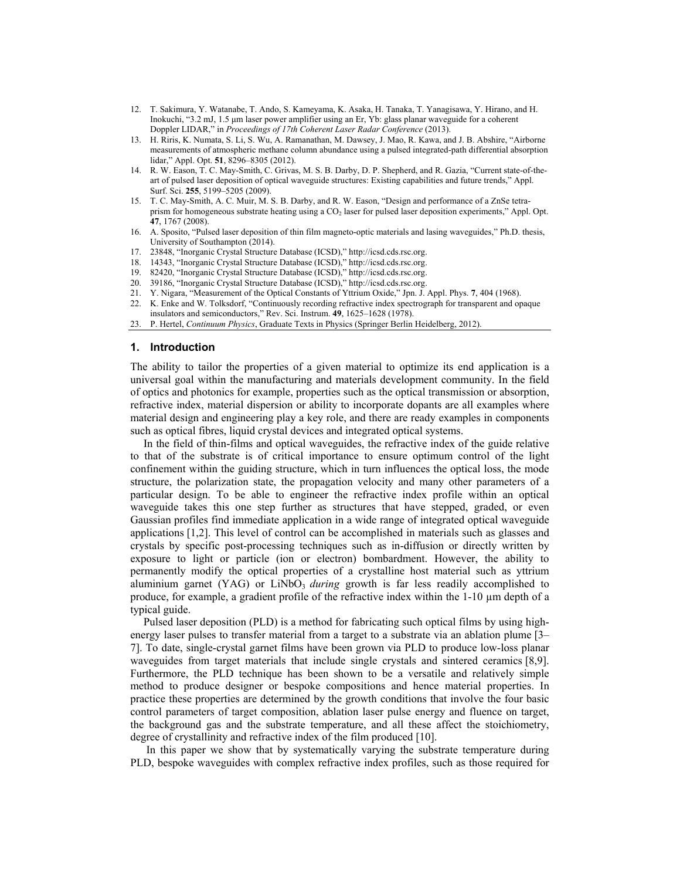12. T. Sakimura, Y. Watanabe, T. Ando, S. Kameyama, K. Asaka, H. Tanaka, T. Yanagisawa, Y. Hirano, and H. Inokuchi, "3.2 mJ, 1.5 μm laser power amplifier using an Er, Yb: glass planar waveguide for a coherent Doppler LIDAR," in *Proceedings of 17th Coherent Laser Radar Conference* (2013).
13. H. Riris, K. Numata, S. Li, S. Wu, A. Ramanathan, M. Dawsey, J. Mao, R. Kawa, and J. B. Abshire, "Airborne measurements of atmospheric methane column abundance using a pulsed integrated-path differential absorption lidar," Appl. Opt. **51**, 8296–8305 (2012).
14. R. W. Eason, T. C. May-Smith, C. Grivas, M. S. B. Darby, D. P. Shepherd, and R. Gazia, "Current state-of-the-art of pulsed laser deposition of optical waveguide structures: Existing capabilities and future trends," Appl. Surf. Sci. **255**, 5199–5205 (2009).
15. T. C. May-Smith, A. C. Muir, M. S. B. Darby, and R. W. Eason, "Design and performance of a ZnSe tetra-prism for homogeneous substrate heating using a $CO_2$ laser for pulsed laser deposition experiments," Appl. Opt. **47**, 1767 (2008).
16. A. Sposito, "Pulsed laser deposition of thin film magneto-optic materials and lasing waveguides," Ph.D. thesis, University of Southampton (2014).
17. 23848, "Inorganic Crystal Structure Database (ICSD)," http://icsd.cds.rsc.org.
18. 14343, "Inorganic Crystal Structure Database (ICSD)," http://icsd.cds.rsc.org.
19. 82420, "Inorganic Crystal Structure Database (ICSD)," http://icsd.cds.rsc.org.
20. 39186, "Inorganic Crystal Structure Database (ICSD)," http://icsd.cds.rsc.org.
21. Y. Nigara, "Measurement of the Optical Constants of Yttrium Oxide," Jpn. J. Appl. Phys. **7**, 404 (1968).
22. K. Enke and W. Tolksdorf, "Continuously recording refractive index spectrograph for transparent and opaque insulators and semiconductors," Rev. Sci. Instrum. **49**, 1625–1628 (1978).
23. P. Hertel, *Continuum Physics*, Graduate Texts in Physics (Springer Berlin Heidelberg, 2012).

## 1. Introduction

The ability to tailor the properties of a given material to optimize its end application is a universal goal within the manufacturing and materials development community. In the field of optics and photonics for example, properties such as the optical transmission or absorption, refractive index, material dispersion or ability to incorporate dopants are all examples where material design and engineering play a key role, and there are ready examples in components such as optical fibres, liquid crystal devices and integrated optical systems.

In the field of thin-films and optical waveguides, the refractive index of the guide relative to that of the substrate is of critical importance to ensure optimum control of the light confinement within the guiding structure, which in turn influences the optical loss, the mode structure, the polarization state, the propagation velocity and many other parameters of a particular design. To be able to engineer the refractive index profile within an optical waveguide takes this one step further as structures that have stepped, graded, or even Gaussian profiles find immediate application in a wide range of integrated optical waveguide applications [1,2]. This level of control can be accomplished in materials such as glasses and crystals by specific post-processing techniques such as in-diffusion or directly written by exposure to light or particle (ion or electron) bombardment. However, the ability to permanently modify the optical properties of a crystalline host material such as yttrium aluminium garnet (YAG) or $LiNbO_3$ *during* growth is far less readily accomplished to produce, for example, a gradient profile of the refractive index within the 1-10 μm depth of a typical guide.

Pulsed laser deposition (PLD) is a method for fabricating such optical films by using high-energy laser pulses to transfer material from a target to a substrate via an ablation plume [3–7]. To date, single-crystal garnet films have been grown via PLD to produce low-loss planar waveguides from target materials that include single crystals and sintered ceramics [8,9]. Furthermore, the PLD technique has been shown to be a versatile and relatively simple method to produce designer or bespoke compositions and hence material properties. In practice these properties are determined by the growth conditions that involve the four basic control parameters of target composition, ablation laser pulse energy and fluence on target, the background gas and the substrate temperature, and all these affect the stoichiometry, degree of crystallinity and refractive index of the film produced [10].

In this paper we show that by systematically varying the substrate temperature during PLD, bespoke waveguides with complex refractive index profiles, such as those required for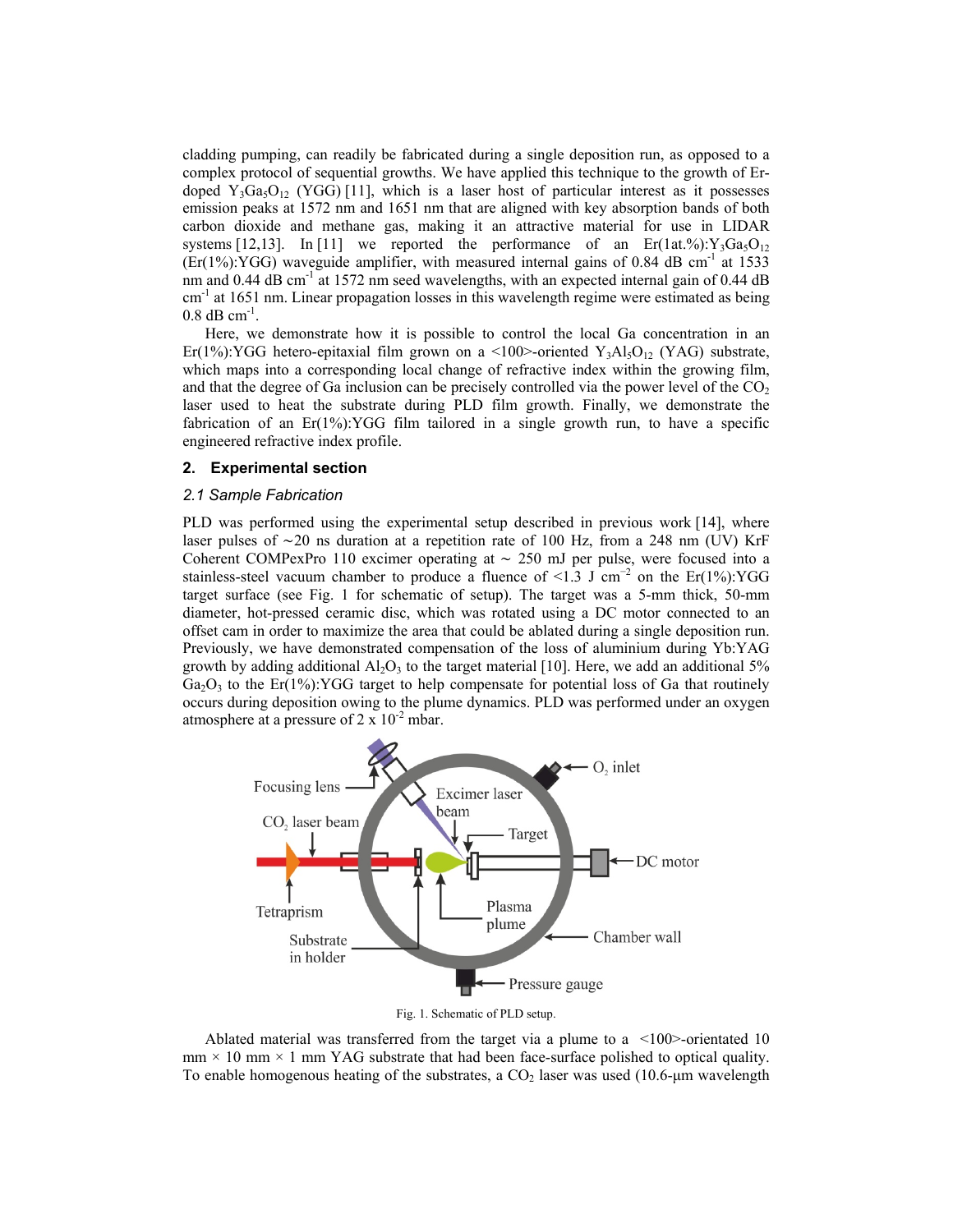cladding pumping, can readily be fabricated during a single deposition run, as opposed to a complex protocol of sequential growths. We have applied this technique to the growth of Er-doped $Y_3Ga_5O_{12}$ (YGG) [11], which is a laser host of particular interest as it possesses emission peaks at 1572 nm and 1651 nm that are aligned with key absorption bands of both carbon dioxide and methane gas, making it an attractive material for use in LIDAR systems [12,13]. In [11] we reported the performance of an Er(1at.%):$Y_3Ga_5O_{12}$ (Er(1%):YGG) waveguide amplifier, with measured internal gains of 0.84 dB cm$^{-1}$ at 1533 nm and 0.44 dB cm$^{-1}$ at 1572 nm seed wavelengths, with an expected internal gain of 0.44 dB cm$^{-1}$ at 1651 nm. Linear propagation losses in this wavelength regime were estimated as being 0.8 dB cm$^{-1}$.

Here, we demonstrate how it is possible to control the local Ga concentration in an Er(1%):YGG hetero-epitaxial film grown on a <100>-oriented $Y_3Al_5O_{12}$ (YAG) substrate, which maps into a corresponding local change of refractive index within the growing film, and that the degree of Ga inclusion can be precisely controlled via the power level of the $CO_2$ laser used to heat the substrate during PLD film growth. Finally, we demonstrate the fabrication of an Er(1%):YGG film tailored in a single growth run, to have a specific engineered refractive index profile.

## 2. Experimental section

### *2.1 Sample Fabrication*

PLD was performed using the experimental setup described in previous work [14], where laser pulses of ~20 ns duration at a repetition rate of 100 Hz, from a 248 nm (UV) KrF Coherent COMPexPro 110 excimer operating at ~ 250 mJ per pulse, were focused into a stainless-steel vacuum chamber to produce a fluence of <1.3 J cm$^{-2}$ on the Er(1%):YGG target surface (see Fig. 1 for schematic of setup). The target was a 5-mm thick, 50-mm diameter, hot-pressed ceramic disc, which was rotated using a DC motor connected to an offset cam in order to maximize the area that could be ablated during a single deposition run. Previously, we have demonstrated compensation of the loss of aluminium during Yb:YAG growth by adding additional $Al_2O_3$ to the target material [10]. Here, we add an additional 5% $Ga_2O_3$ to the Er(1%):YGG target to help compensate for potential loss of Ga that routinely occurs during deposition owing to the plume dynamics. PLD was performed under an oxygen atmosphere at a pressure of 2 x 10$^{-2}$ mbar.

Fig. 1. Schematic of PLD setup.

Ablated material was transferred from the target via a plume to a <100>-orientated 10 mm × 10 mm × 1 mm YAG substrate that had been face-surface polished to optical quality. To enable homogenous heating of the substrates, a $CO_2$ laser was used (10.6-μm wavelength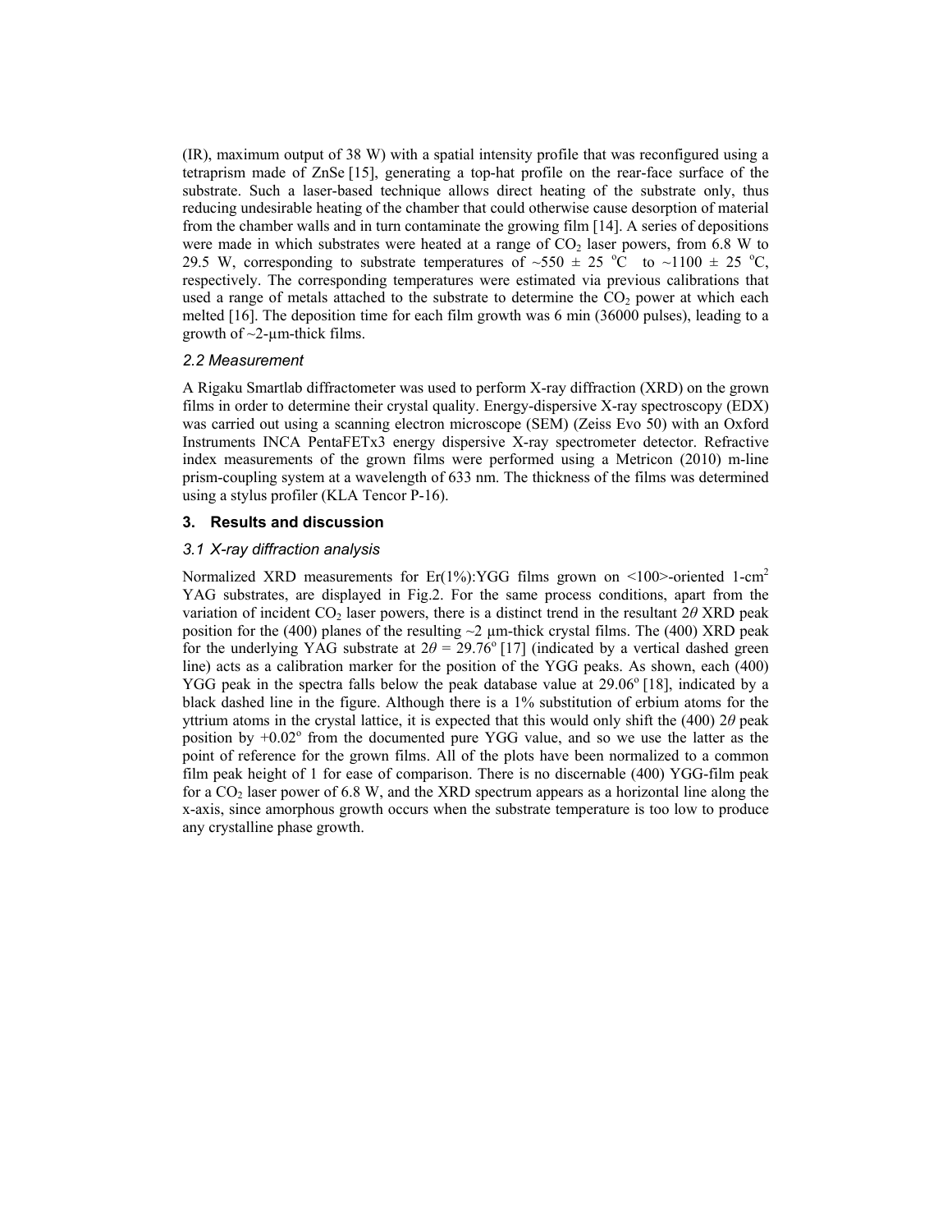(IR), maximum output of 38 W) with a spatial intensity profile that was reconfigured using a tetraprism made of ZnSe [15], generating a top-hat profile on the rear-face surface of the substrate. Such a laser-based technique allows direct heating of the substrate only, thus reducing undesirable heating of the chamber that could otherwise cause desorption of material from the chamber walls and in turn contaminate the growing film [14]. A series of depositions were made in which substrates were heated at a range of $CO_2$ laser powers, from 6.8 W to 29.5 W, corresponding to substrate temperatures of ~550 ± 25 $^oC$ to ~1100 ± 25 $^oC$, respectively. The corresponding temperatures were estimated via previous calibrations that used a range of metals attached to the substrate to determine the $CO_2$ power at which each melted [16]. The deposition time for each film growth was 6 min (36000 pulses), leading to a growth of ~2-μm-thick films.

### *2.2 Measurement*

A Rigaku Smartlab diffractometer was used to perform X-ray diffraction (XRD) on the grown films in order to determine their crystal quality. Energy-dispersive X-ray spectroscopy (EDX) was carried out using a scanning electron microscope (SEM) (Zeiss Evo 50) with an Oxford Instruments INCA PentaFETx3 energy dispersive X-ray spectrometer detector. Refractive index measurements of the grown films were performed using a Metricon (2010) m-line prism-coupling system at a wavelength of 633 nm. The thickness of the films was determined using a stylus profiler (KLA Tencor P-16).

## 3. Results and discussion

### *3.1 X-ray diffraction analysis*

Normalized XRD measurements for Er(1%):YGG films grown on <100>-oriented 1-$cm^2$ YAG substrates, are displayed in Fig.2. For the same process conditions, apart from the variation of incident $CO_2$ laser powers, there is a distinct trend in the resultant $2\theta$ XRD peak position for the (400) planes of the resulting ~2 μm-thick crystal films. The (400) XRD peak for the underlying YAG substrate at $2\theta = 29.76^o$ [17] (indicated by a vertical dashed green line) acts as a calibration marker for the position of the YGG peaks. As shown, each (400) YGG peak in the spectra falls below the peak database value at $29.06^o$ [18], indicated by a black dashed line in the figure. Although there is a 1% substitution of erbium atoms for the yttrium atoms in the crystal lattice, it is expected that this would only shift the (400) $2\theta$ peak position by $+0.02^o$ from the documented pure YGG value, and so we use the latter as the point of reference for the grown films. All of the plots have been normalized to a common film peak height of 1 for ease of comparison. There is no discernable (400) YGG-film peak for a $CO_2$ laser power of 6.8 W, and the XRD spectrum appears as a horizontal line along the x-axis, since amorphous growth occurs when the substrate temperature is too low to produce any crystalline phase growth.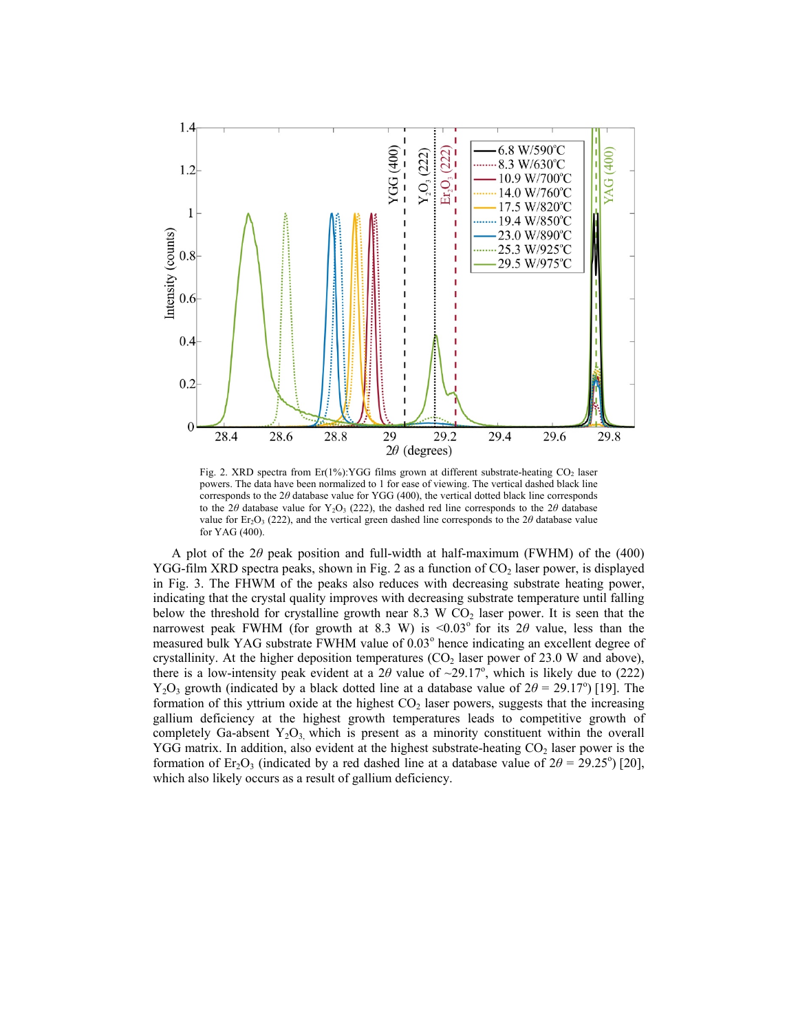Fig. 2. XRD spectra from Er(1%):YGG films grown at different substrate-heating $CO_2$ laser powers. The data have been normalized to 1 for ease of viewing. The vertical dashed black line corresponds to the $2\theta$ database value for YGG (400), the vertical dotted black line corresponds to the $2\theta$ database value for $Y_2O_3$ (222), the dashed red line corresponds to the $2\theta$ database value for $Er_2O_3$ (222), and the vertical green dashed line corresponds to the $2\theta$ database value for YAG (400).

A plot of the $2\theta$ peak position and full-width at half-maximum (FWHM) of the (400) YGG-film XRD spectra peaks, shown in Fig. 2 as a function of $CO_2$ laser power, is displayed in Fig. 3. The FHWM of the peaks also reduces with decreasing substrate heating power, indicating that the crystal quality improves with decreasing substrate temperature until falling below the threshold for crystalline growth near 8.3 W $CO_2$ laser power. It is seen that the narrowest peak FWHM (for growth at 8.3 W) is <0.03° for its $2\theta$ value, less than the measured bulk YAG substrate FWHM value of 0.03° hence indicating an excellent degree of crystallinity. At the higher deposition temperatures ($CO_2$ laser power of 23.0 W and above), there is a low-intensity peak evident at a $2\theta$ value of ~29.17°, which is likely due to (222) $Y_2O_3$ growth (indicated by a black dotted line at a database value of $2\theta$ = 29.17°) [19]. The formation of this yttrium oxide at the highest $CO_2$ laser powers, suggests that the increasing gallium deficiency at the highest growth temperatures leads to competitive growth of completely Ga-absent $Y_2O_3$, which is present as a minority constituent within the overall YGG matrix. In addition, also evident at the highest substrate-heating $CO_2$ laser power is the formation of $Er_2O_3$ (indicated by a red dashed line at a database value of $2\theta$ = 29.25°) [20], which also likely occurs as a result of gallium deficiency.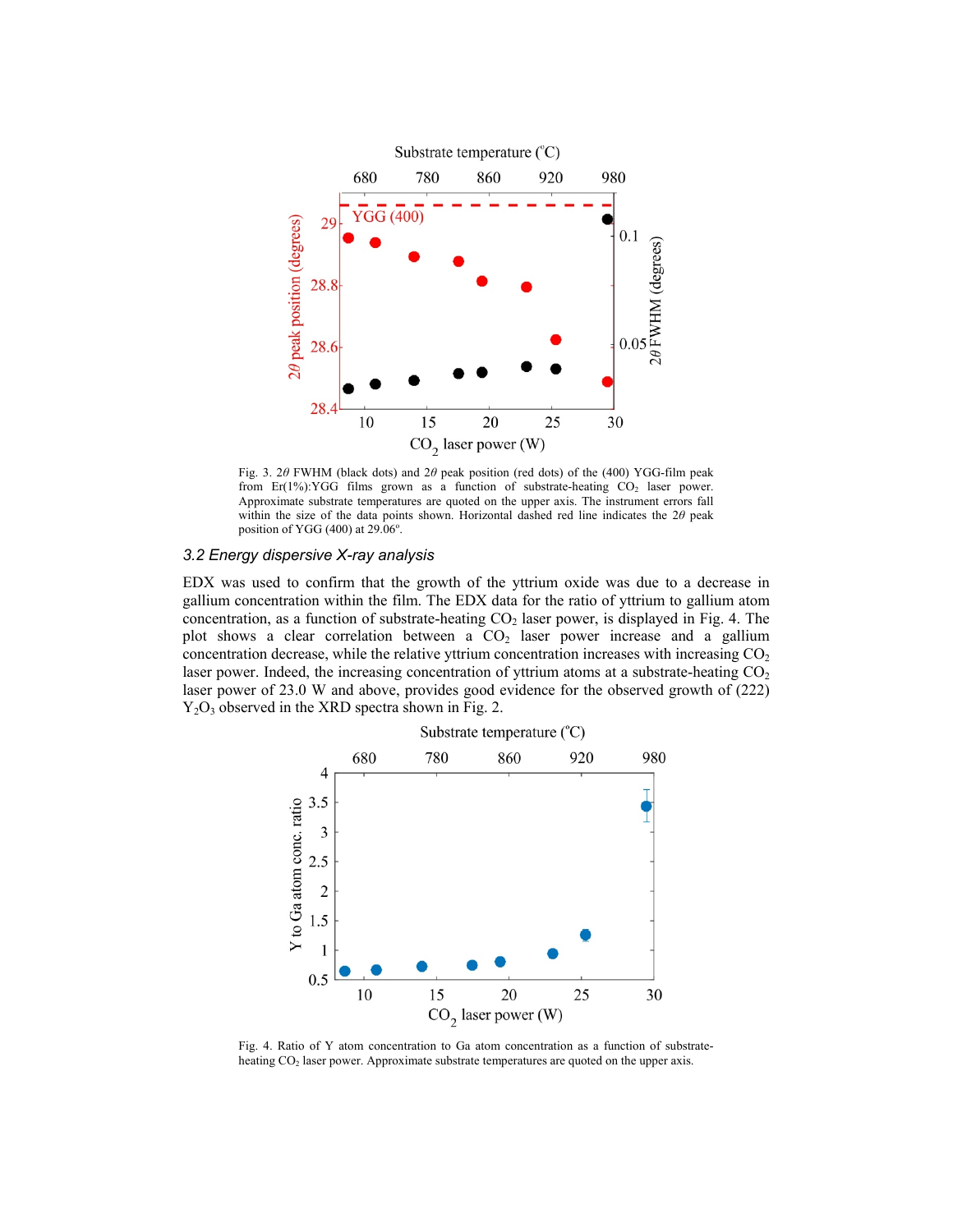Fig. 3. 2$\theta$ FWHM (black dots) and 2$\theta$ peak position (red dots) of the (400) YGG-film peak from Er(1%):YGG films grown as a function of substrate-heating $CO_2$ laser power. Approximate substrate temperatures are quoted on the upper axis. The instrument errors fall within the size of the data points shown. Horizontal dashed red line indicates the 2$\theta$ peak position of YGG (400) at 29.06°.

### *3.2 Energy dispersive X-ray analysis*

EDX was used to confirm that the growth of the yttrium oxide was due to a decrease in gallium concentration within the film. The EDX data for the ratio of yttrium to gallium atom concentration, as a function of substrate-heating $CO_2$ laser power, is displayed in Fig. 4. The plot shows a clear correlation between a $CO_2$ laser power increase and a gallium concentration decrease, while the relative yttrium concentration increases with increasing $CO_2$ laser power. Indeed, the increasing concentration of yttrium atoms at a substrate-heating $CO_2$ laser power of 23.0 W and above, provides good evidence for the observed growth of (222) $Y_2O_3$ observed in the XRD spectra shown in Fig. 2.

Fig. 4. Ratio of Y atom concentration to Ga atom concentration as a function of substrate-heating $CO_2$ laser power. Approximate substrate temperatures are quoted on the upper axis.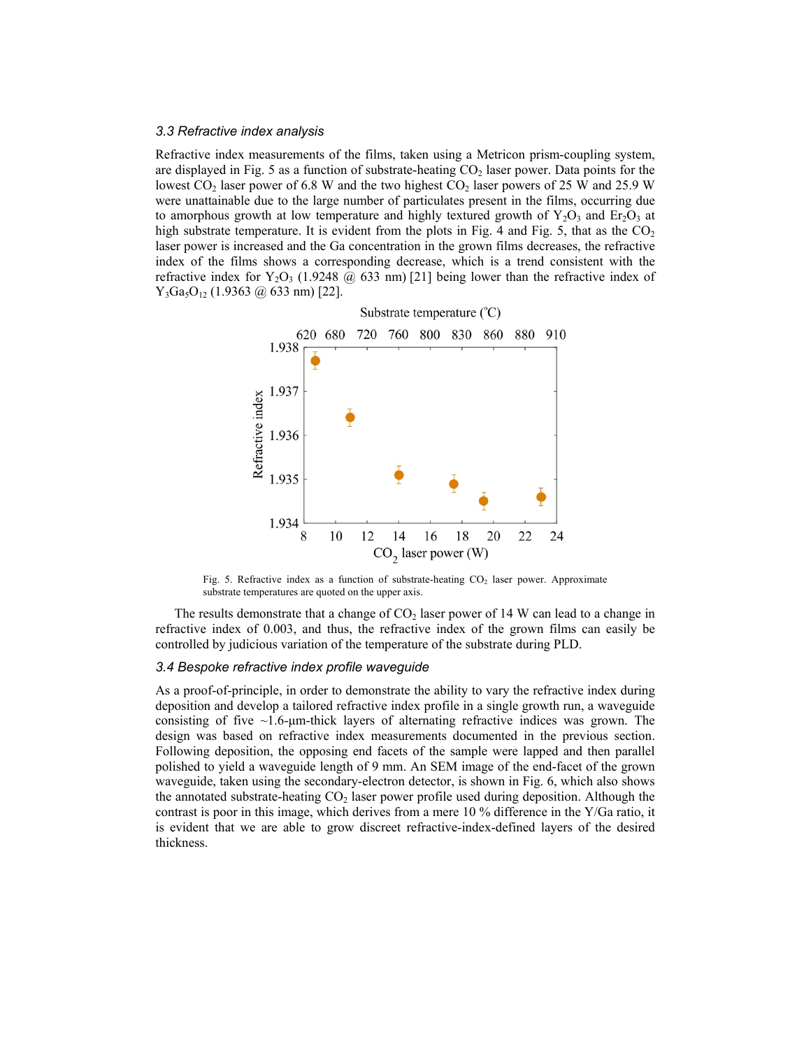### 3.3 Refractive index analysis

Refractive index measurements of the films, taken using a Metricon prism-coupling system, are displayed in Fig. 5 as a function of substrate-heating $CO_2$ laser power. Data points for the lowest $CO_2$ laser power of 6.8 W and the two highest $CO_2$ laser powers of 25 W and 25.9 W were unattainable due to the large number of particulates present in the films, occurring due to amorphous growth at low temperature and highly textured growth of $Y_2O_3$ and $Er_2O_3$ at high substrate temperature. It is evident from the plots in Fig. 4 and Fig. 5, that as the $CO_2$ laser power is increased and the Ga concentration in the grown films decreases, the refractive index of the films shows a corresponding decrease, which is a trend consistent with the refractive index for $Y_2O_3$ (1.9248 @ 633 nm) [21] being lower than the refractive index of $Y_3Ga_5O_{12}$ (1.9363 @ 633 nm) [22].

Fig. 5. Refractive index as a function of substrate-heating $CO_2$ laser power. Approximate substrate temperatures are quoted on the upper axis.

The results demonstrate that a change of $CO_2$ laser power of 14 W can lead to a change in refractive index of 0.003, and thus, the refractive index of the grown films can easily be controlled by judicious variation of the temperature of the substrate during PLD.

### 3.4 Bespoke refractive index profile waveguide

As a proof-of-principle, in order to demonstrate the ability to vary the refractive index during deposition and develop a tailored refractive index profile in a single growth run, a waveguide consisting of five ~1.6-μm-thick layers of alternating refractive indices was grown. The design was based on refractive index measurements documented in the previous section. Following deposition, the opposing end facets of the sample were lapped and then parallel polished to yield a waveguide length of 9 mm. An SEM image of the end-facet of the grown waveguide, taken using the secondary-electron detector, is shown in Fig. 6, which also shows the annotated substrate-heating $CO_2$ laser power profile used during deposition. Although the contrast is poor in this image, which derives from a mere 10 % difference in the Y/Ga ratio, it is evident that we are able to grow discreet refractive-index-defined layers of the desired thickness.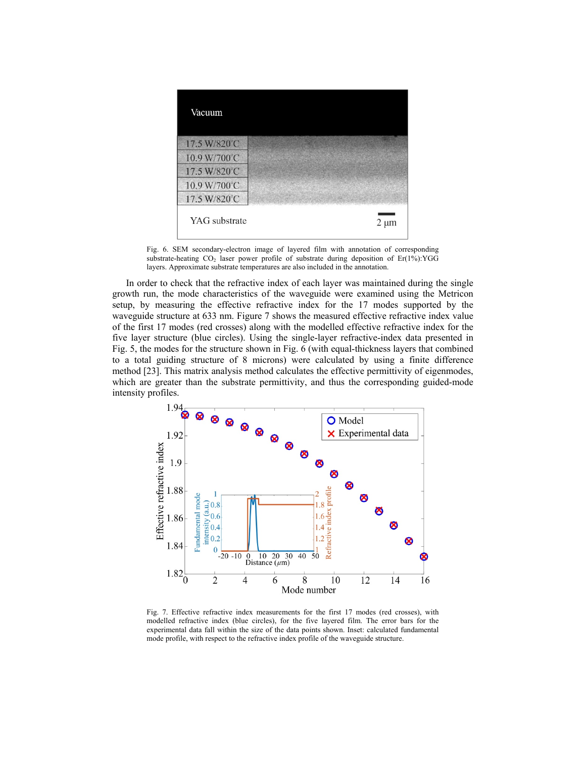Fig. 6. SEM secondary-electron image of layered film with annotation of corresponding substrate-heating $CO_2$ laser power profile of substrate during deposition of Er(1%):YGG layers. Approximate substrate temperatures are also included in the annotation.

In order to check that the refractive index of each layer was maintained during the single growth run, the mode characteristics of the waveguide were examined using the Metricon setup, by measuring the effective refractive index for the 17 modes supported by the waveguide structure at 633 nm. Figure 7 shows the measured effective refractive index value of the first 17 modes (red crosses) along with the modelled effective refractive index for the five layer structure (blue circles). Using the single-layer refractive-index data presented in Fig. 5, the modes for the structure shown in Fig. 6 (with equal-thickness layers that combined to a total guiding structure of 8 microns) were calculated by using a finite difference method [23]. This matrix analysis method calculates the effective permittivity of eigenmodes, which are greater than the substrate permittivity, and thus the corresponding guided-mode intensity profiles.

Fig. 7. Effective refractive index measurements for the first 17 modes (red crosses), with modelled refractive index (blue circles), for the five layered film. The error bars for the experimental data fall within the size of the data points shown. Inset: calculated fundamental mode profile, with respect to the refractive index profile of the waveguide structure.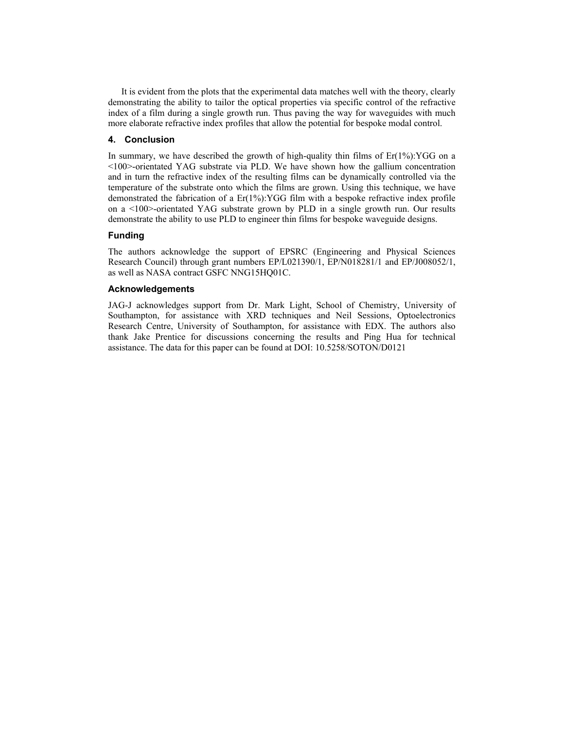It is evident from the plots that the experimental data matches well with the theory, clearly demonstrating the ability to tailor the optical properties via specific control of the refractive index of a film during a single growth run. Thus paving the way for waveguides with much more elaborate refractive index profiles that allow the potential for bespoke modal control.

## 4. Conclusion

In summary, we have described the growth of high-quality thin films of Er(1%):YGG on a <100>-orientated YAG substrate via PLD. We have shown how the gallium concentration and in turn the refractive index of the resulting films can be dynamically controlled via the temperature of the substrate onto which the films are grown. Using this technique, we have demonstrated the fabrication of a Er(1%):YGG film with a bespoke refractive index profile on a <100>-orientated YAG substrate grown by PLD in a single growth run. Our results demonstrate the ability to use PLD to engineer thin films for bespoke waveguide designs.

## Funding

The authors acknowledge the support of EPSRC (Engineering and Physical Sciences Research Council) through grant numbers EP/L021390/1, EP/N018281/1 and EP/J008052/1, as well as NASA contract GSFC NNG15HQ01C.

## Acknowledgements

JAG-J acknowledges support from Dr. Mark Light, School of Chemistry, University of Southampton, for assistance with XRD techniques and Neil Sessions, Optoelectronics Research Centre, University of Southampton, for assistance with EDX. The authors also thank Jake Prentice for discussions concerning the results and Ping Hua for technical assistance. The data for this paper can be found at DOI: 10.5258/SOTON/D0121